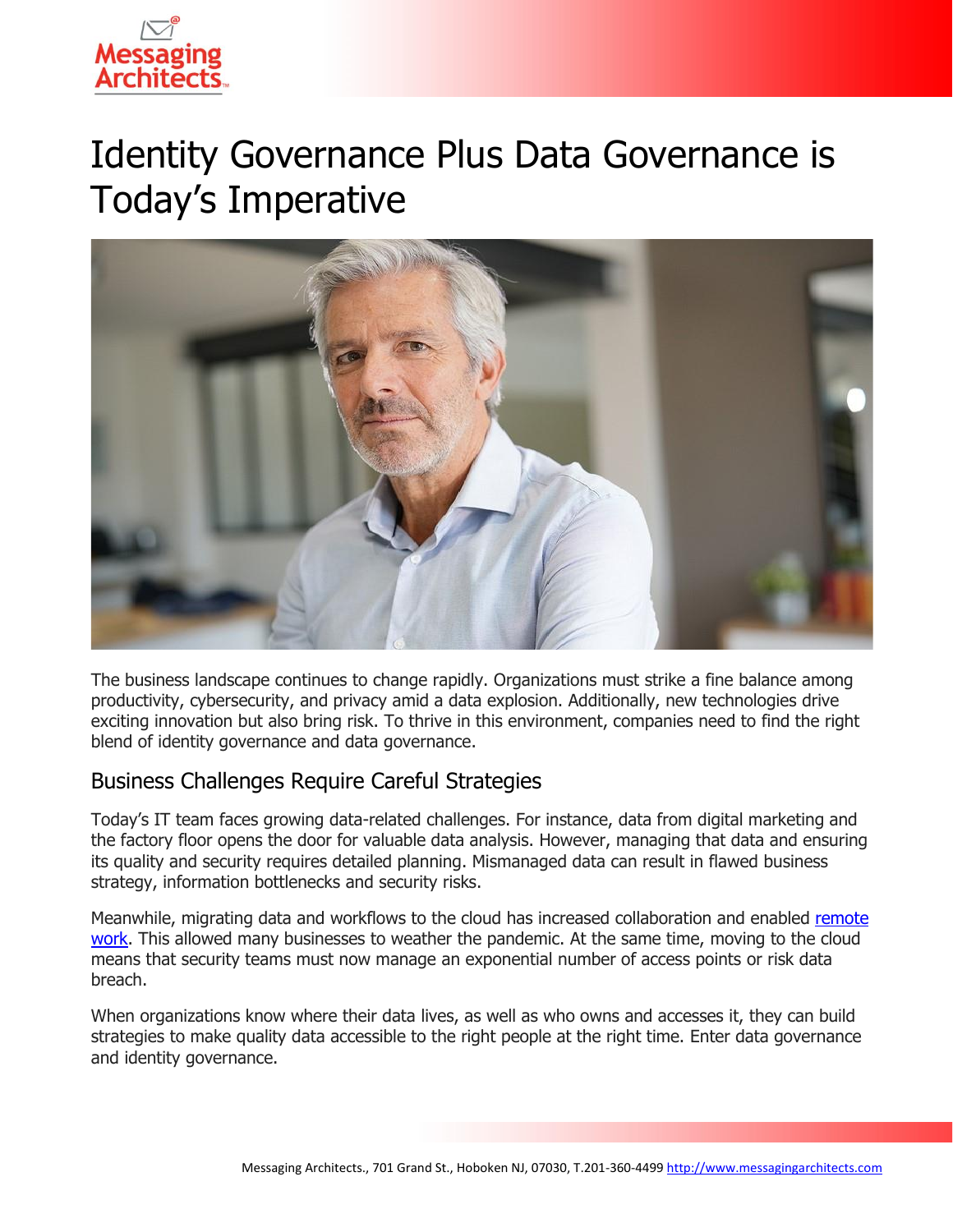# Identity Governance Plus Data Governance is Today's Imperative

The business landscape continues to change rapidly. Organizations must strike a fine balance among productivity, cybersecurity, and privacy amid a data explosion. Additionally, new technologies drive exciting innovation but also bring risk. To thrive in this environment, companies need to find the right blend of identity governance and data governance.

## Business Challenges Require Careful Strategies

Today's IT team faces growing data-related challenges. For instance, data from digital marketing and the factory floor opens the door for valuable data analysis. However, managing that data and ensuring its quality and security requires detailed planning. Mismanaged data can result in flawed business strategy, information bottlenecks and security risks.

Meanwhile, migrating data and workflows to the cloud has increased collaboration and enabled remote work. This allowed many businesses to weather the pandemic. At the same time, moving to the cloud means that security teams must now manage an exponential number of access points or risk data breach.

When organizations know where their data lives, as well as who owns and accesses it, they can build strategies to make quality data accessible to the right people at the right time. Enter data governance and identity governance.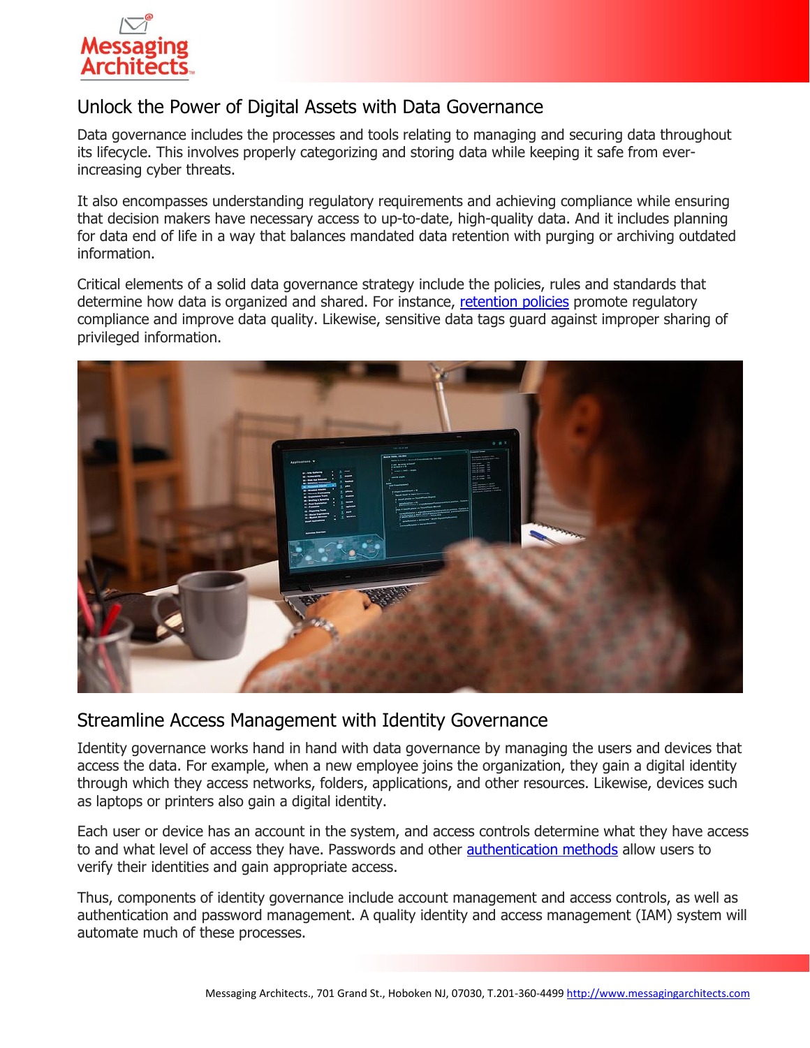## Unlock the Power of Digital Assets with Data Governance

Data governance includes the processes and tools relating to managing and securing data throughout its lifecycle. This involves properly categorizing and storing data while keeping it safe from ever-increasing cyber threats.

It also encompasses understanding regulatory requirements and achieving compliance while ensuring that decision makers have necessary access to up-to-date, high-quality data. And it includes planning for data end of life in a way that balances mandated data retention with purging or archiving outdated information.

Critical elements of a solid data governance strategy include the policies, rules and standards that determine how data is organized and shared. For instance, retention policies promote regulatory compliance and improve data quality. Likewise, sensitive data tags guard against improper sharing of privileged information.

## Streamline Access Management with Identity Governance

Identity governance works hand in hand with data governance by managing the users and devices that access the data. For example, when a new employee joins the organization, they gain a digital identity through which they access networks, folders, applications, and other resources. Likewise, devices such as laptops or printers also gain a digital identity.

Each user or device has an account in the system, and access controls determine what they have access to and what level of access they have. Passwords and other authentication methods allow users to verify their identities and gain appropriate access.

Thus, components of identity governance include account management and access controls, as well as authentication and password management. A quality identity and access management (IAM) system will automate much of these processes.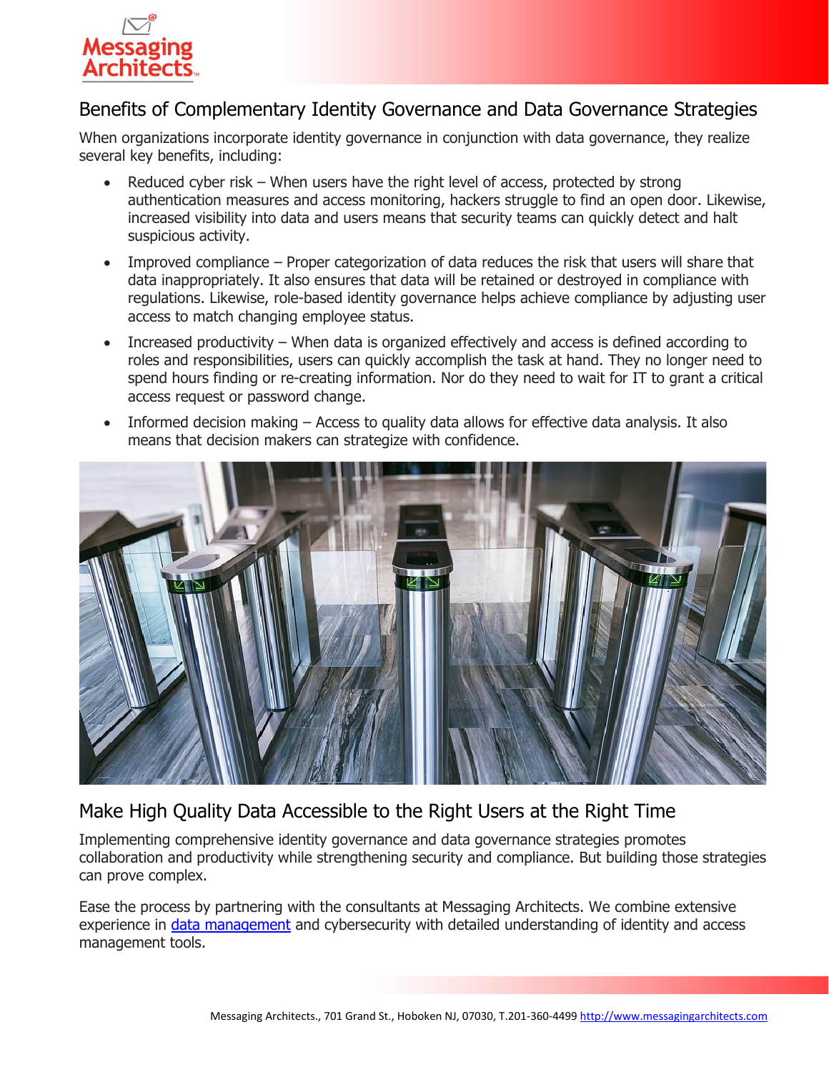## Benefits of Complementary Identity Governance and Data Governance Strategies

When organizations incorporate identity governance in conjunction with data governance, they realize several key benefits, including:

- Reduced cyber risk – When users have the right level of access, protected by strong authentication measures and access monitoring, hackers struggle to find an open door. Likewise, increased visibility into data and users means that security teams can quickly detect and halt suspicious activity.
- Improved compliance – Proper categorization of data reduces the risk that users will share that data inappropriately. It also ensures that data will be retained or destroyed in compliance with regulations. Likewise, role-based identity governance helps achieve compliance by adjusting user access to match changing employee status.
- Increased productivity – When data is organized effectively and access is defined according to roles and responsibilities, users can quickly accomplish the task at hand. They no longer need to spend hours finding or re-creating information. Nor do they need to wait for IT to grant a critical access request or password change.
- Informed decision making – Access to quality data allows for effective data analysis. It also means that decision makers can strategize with confidence.

## Make High Quality Data Accessible to the Right Users at the Right Time

Implementing comprehensive identity governance and data governance strategies promotes collaboration and productivity while strengthening security and compliance. But building those strategies can prove complex.

Ease the process by partnering with the consultants at Messaging Architects. We combine extensive experience in data management and cybersecurity with detailed understanding of identity and access management tools.